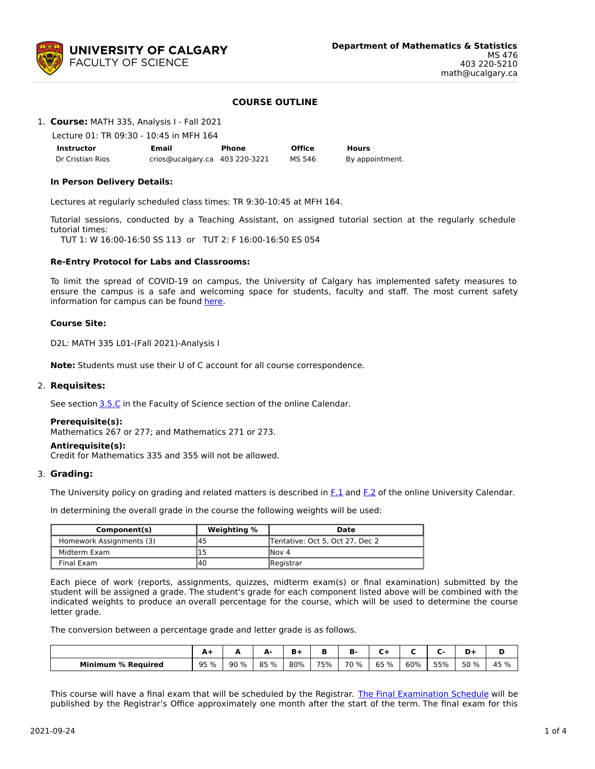**UNIVERSITY OF CALGARY**
FACULTY OF SCIENCE

**Department of Mathematics & Statistics**
MS 476
403 220-5210
math@ucalgary.ca

## COURSE OUTLINE

1. **Course:** MATH 335, Analysis I - Fall 2021

   Lecture 01: TR 09:30 - 10:45 in MFH 164

| Instructor | Email | Phone | Office | Hours |
|---|---|---|---|---|
| Dr Cristian Rios | crios@ucalgary.ca | 403 220-3221 | MS 546 | By appointment. |

**In Person Delivery Details:**

Lectures at regularly scheduled class times: TR 9:30-10:45 at MFH 164.

Tutorial sessions, conducted by a Teaching Assistant, on assigned tutorial section at the regularly schedule tutorial times:
TUT 1: W 16:00-16:50 SS 113 or TUT 2: F 16:00-16:50 ES 054

**Re-Entry Protocol for Labs and Classrooms:**

To limit the spread of COVID-19 on campus, the University of Calgary has implemented safety measures to ensure the campus is a safe and welcoming space for students, faculty and staff. The most current safety information for campus can be found here.

**Course Site:**

D2L: MATH 335 L01-(Fall 2021)-Analysis I

**Note:** Students must use their U of C account for all course correspondence.

2. **Requisites:**

See section 3.5.C in the Faculty of Science section of the online Calendar.

**Prerequisite(s):**
Mathematics 267 or 277; and Mathematics 271 or 273.

**Antirequisite(s):**
Credit for Mathematics 335 and 355 will not be allowed.

3. **Grading:**

The University policy on grading and related matters is described in F.1 and F.2 of the online University Calendar.

In determining the overall grade in the course the following weights will be used:

| Component(s) | Weighting % | Date |
|---|---|---|
| Homework Assignments (3) | 45 | Tentative: Oct 5, Oct 27, Dec 2 |
| Midterm Exam | 15 | Nov 4 |
| Final Exam | 40 | Registrar |

Each piece of work (reports, assignments, quizzes, midterm exam(s) or final examination) submitted by the student will be assigned a grade. The student's grade for each component listed above will be combined with the indicated weights to produce an overall percentage for the course, which will be used to determine the course letter grade.

The conversion between a percentage grade and letter grade is as follows.

| | A+ | A | A- | B+ | B | B- | C+ | C | C- | D+ | D |
|---|---|---|---|---|---|---|---|---|---|---|---|
| **Minimum % Required** | 95 % | 90 % | 85 % | 80% | 75% | 70 % | 65 % | 60% | 55% | 50 % | 45 % |

This course will have a final exam that will be scheduled by the Registrar. The Final Examination Schedule will be published by the Registrar's Office approximately one month after the start of the term. The final exam for this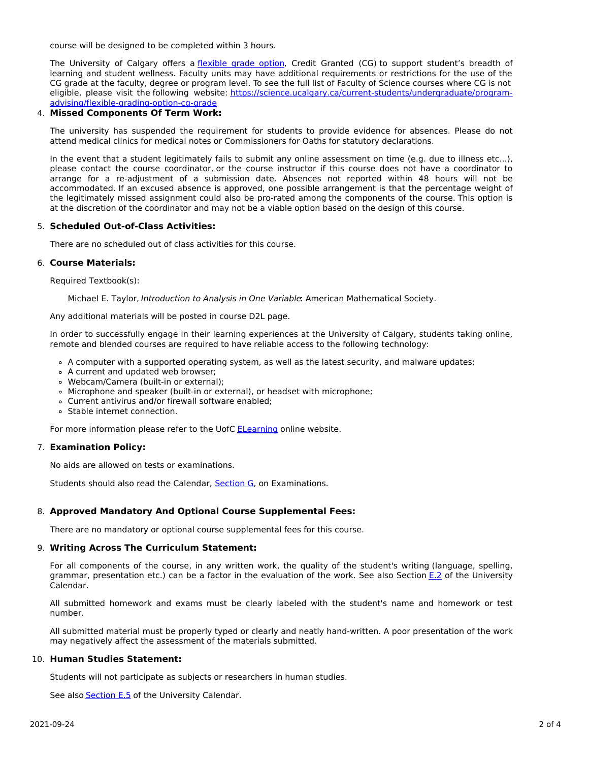course will be designed to be completed within 3 hours.

The University of Calgary offers a [flexible grade option](#), Credit Granted (CG) to support student's breadth of learning and student wellness. Faculty units may have additional requirements or restrictions for the use of the CG grade at the faculty, degree or program level. To see the full list of Faculty of Science courses where CG is not eligible, please visit the following website: [https://science.ucalgary.ca/current-students/undergraduate/program-advising/flexible-grading-option-cg-grade](https://science.ucalgary.ca/current-students/undergraduate/program-advising/flexible-grading-option-cg-grade)

4. **Missed Components Of Term Work:**

   The university has suspended the requirement for students to provide evidence for absences. Please do not attend medical clinics for medical notes or Commissioners for Oaths for statutory declarations.

   In the event that a student legitimately fails to submit any online assessment on time (e.g. due to illness etc...), please contact the course coordinator, or the course instructor if this course does not have a coordinator to arrange for a re-adjustment of a submission date. Absences not reported within 48 hours will not be accommodated. If an excused absence is approved, one possible arrangement is that the percentage weight of the legitimately missed assignment could also be pro-rated among the components of the course. This option is at the discretion of the coordinator and may not be a viable option based on the design of this course.

5. **Scheduled Out-of-Class Activities:**

   There are no scheduled out of class activities for this course.

6. **Course Materials:**

   Required Textbook(s):

   Michael E. Taylor, *Introduction to Analysis in One Variable*: American Mathematical Society.

   Any additional materials will be posted in course D2L page.

   In order to successfully engage in their learning experiences at the University of Calgary, students taking online, remote and blended courses are required to have reliable access to the following technology:

   - A computer with a supported operating system, as well as the latest security, and malware updates;
   - A current and updated web browser;
   - Webcam/Camera (built-in or external);
   - Microphone and speaker (built-in or external), or headset with microphone;
   - Current antivirus and/or firewall software enabled;
   - Stable internet connection.

   For more information please refer to the UofC [ELearning](#) online website.

7. **Examination Policy:**

   No aids are allowed on tests or examinations.

   Students should also read the Calendar, [Section G](#), on Examinations.

8. **Approved Mandatory And Optional Course Supplemental Fees:**

   There are no mandatory or optional course supplemental fees for this course.

9. **Writing Across The Curriculum Statement:**

   For all components of the course, in any written work, the quality of the student's writing (language, spelling, grammar, presentation etc.) can be a factor in the evaluation of the work. See also Section [E.2](#) of the University Calendar.

   All submitted homework and exams must be clearly labeled with the student's name and homework or test number.

   All submitted material must be properly typed or clearly and neatly hand-written. A poor presentation of the work may negatively affect the assessment of the materials submitted.

10. **Human Studies Statement:**

    Students will not participate as subjects or researchers in human studies.

    See also [Section E.5](#) of the University Calendar.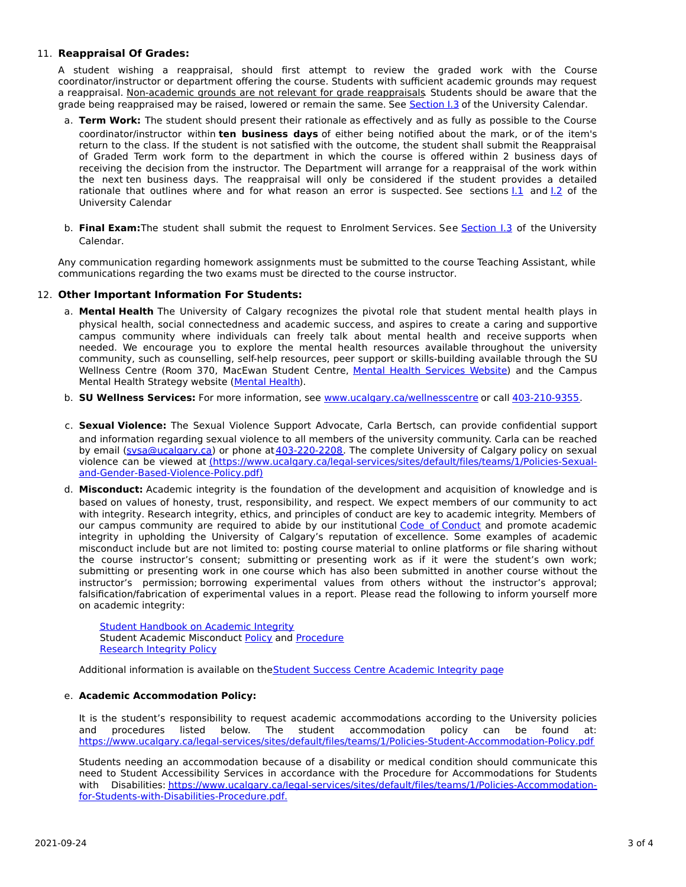11. **Reappraisal Of Grades:**

A student wishing a reappraisal, should first attempt to review the graded work with the Course coordinator/instructor or department offering the course. Students with sufficient academic grounds may request a reappraisal. Non-academic grounds are not relevant for grade reappraisals. Students should be aware that the grade being reappraised may be raised, lowered or remain the same. See Section I.3 of the University Calendar.

   a. **Term Work:** The student should present their rationale as effectively and as fully as possible to the Course coordinator/instructor within **ten business days** of either being notified about the mark, or of the item's return to the class. If the student is not satisfied with the outcome, the student shall submit the Reappraisal of Graded Term work form to the department in which the course is offered within 2 business days of receiving the decision from the instructor. The Department will arrange for a reappraisal of the work within the next ten business days. The reappraisal will only be considered if the student provides a detailed rationale that outlines where and for what reason an error is suspected. See sections I.1 and I.2 of the University Calendar

   b. **Final Exam:** The student shall submit the request to Enrolment Services. See Section I.3 of the University Calendar.

Any communication regarding homework assignments must be submitted to the course Teaching Assistant, while communications regarding the two exams must be directed to the course instructor.

12. **Other Important Information For Students:**

   a. **Mental Health** The University of Calgary recognizes the pivotal role that student mental health plays in physical health, social connectedness and academic success, and aspires to create a caring and supportive campus community where individuals can freely talk about mental health and receive supports when needed. We encourage you to explore the mental health resources available throughout the university community, such as counselling, self-help resources, peer support or skills-building available through the SU Wellness Centre (Room 370, MacEwan Student Centre, Mental Health Services Website) and the Campus Mental Health Strategy website (Mental Health).

   b. **SU Wellness Services:** For more information, see www.ucalgary.ca/wellnesscentre or call 403-210-9355.

   c. **Sexual Violence:** The Sexual Violence Support Advocate, Carla Bertsch, can provide confidential support and information regarding sexual violence to all members of the university community. Carla can be reached by email (svsa@ucalgary.ca) or phone at 403-220-2208. The complete University of Calgary policy on sexual violence can be viewed at (https://www.ucalgary.ca/legal-services/sites/default/files/teams/1/Policies-Sexual-and-Gender-Based-Violence-Policy.pdf)

   d. **Misconduct:** Academic integrity is the foundation of the development and acquisition of knowledge and is based on values of honesty, trust, responsibility, and respect. We expect members of our community to act with integrity. Research integrity, ethics, and principles of conduct are key to academic integrity. Members of our campus community are required to abide by our institutional Code of Conduct and promote academic integrity in upholding the University of Calgary's reputation of excellence. Some examples of academic misconduct include but are not limited to: posting course material to online platforms or file sharing without the course instructor's consent; submitting or presenting work as if it were the student's own work; submitting or presenting work in one course which has also been submitted in another course without the instructor's permission; borrowing experimental values from others without the instructor's approval; falsification/fabrication of experimental values in a report. Please read the following to inform yourself more on academic integrity:

      Student Handbook on Academic Integrity
      Student Academic Misconduct Policy and Procedure
      Research Integrity Policy

   Additional information is available on the Student Success Centre Academic Integrity page

   e. **Academic Accommodation Policy:**

   It is the student's responsibility to request academic accommodations according to the University policies and procedures listed below. The student accommodation policy can be found at: https://www.ucalgary.ca/legal-services/sites/default/files/teams/1/Policies-Student-Accommodation-Policy.pdf

   Students needing an accommodation because of a disability or medical condition should communicate this need to Student Accessibility Services in accordance with the Procedure for Accommodations for Students with Disabilities: https://www.ucalgary.ca/legal-services/sites/default/files/teams/1/Policies-Accommodation-for-Students-with-Disabilities-Procedure.pdf.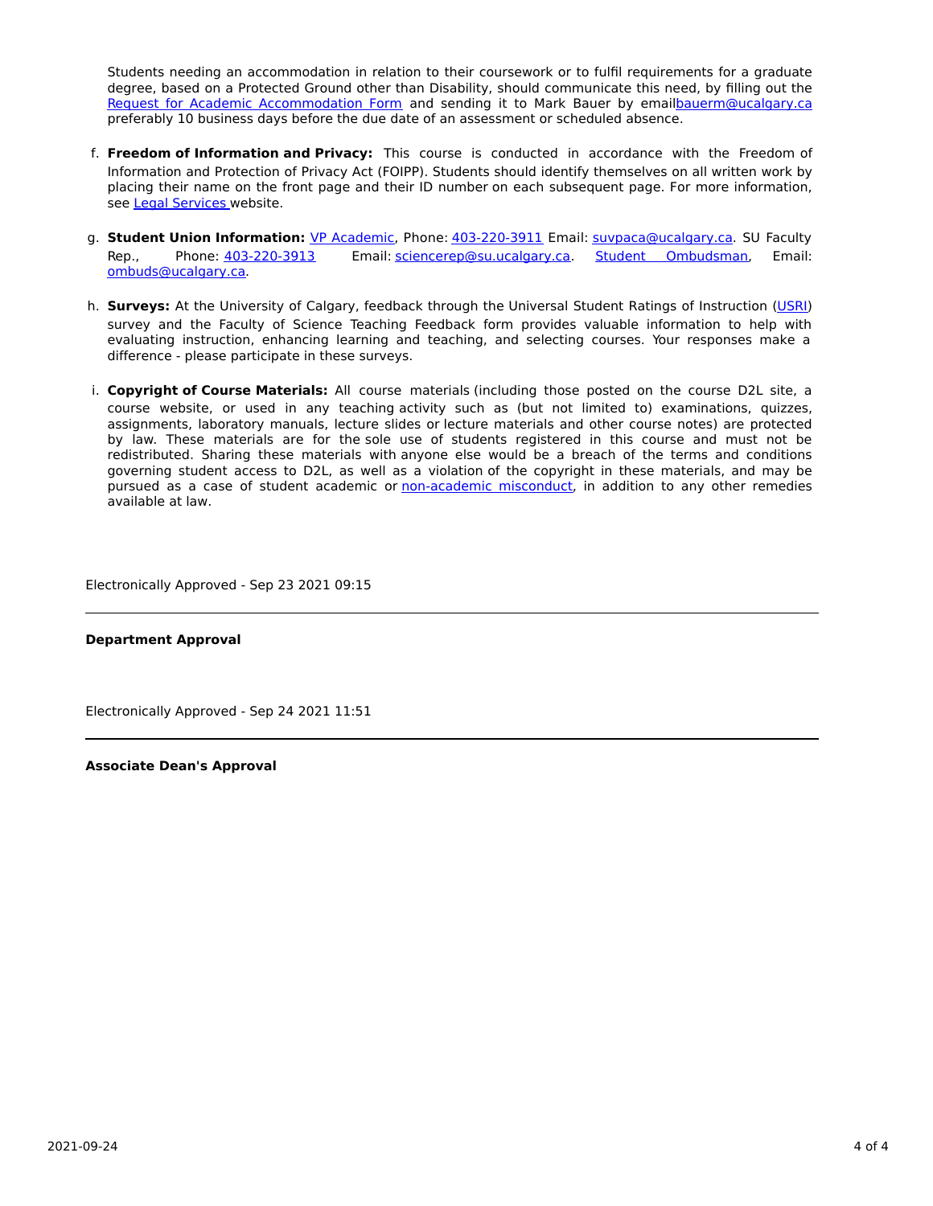Students needing an accommodation in relation to their coursework or to fulfil requirements for a graduate degree, based on a Protected Ground other than Disability, should communicate this need, by filling out the Request for Academic Accommodation Form and sending it to Mark Bauer by emailbauerm@ucalgary.ca preferably 10 business days before the due date of an assessment or scheduled absence.

f. **Freedom of Information and Privacy:** This course is conducted in accordance with the Freedom of Information and Protection of Privacy Act (FOIPP). Students should identify themselves on all written work by placing their name on the front page and their ID number on each subsequent page. For more information, see Legal Services website.

g. **Student Union Information:** VP Academic, Phone: 403-220-3911 Email: suvpaca@ucalgary.ca. SU Faculty Rep., Phone: 403-220-3913 Email: sciencerep@su.ucalgary.ca. Student Ombudsman, Email: ombuds@ucalgary.ca.

h. **Surveys:** At the University of Calgary, feedback through the Universal Student Ratings of Instruction (USRI) survey and the Faculty of Science Teaching Feedback form provides valuable information to help with evaluating instruction, enhancing learning and teaching, and selecting courses. Your responses make a difference - please participate in these surveys.

i. **Copyright of Course Materials:** All course materials (including those posted on the course D2L site, a course website, or used in any teaching activity such as (but not limited to) examinations, quizzes, assignments, laboratory manuals, lecture slides or lecture materials and other course notes) are protected by law. These materials are for the sole use of students registered in this course and must not be redistributed. Sharing these materials with anyone else would be a breach of the terms and conditions governing student access to D2L, as well as a violation of the copyright in these materials, and may be pursued as a case of student academic or non-academic misconduct, in addition to any other remedies available at law.

Electronically Approved - Sep 23 2021 09:15

---

**Department Approval**

Electronically Approved - Sep 24 2021 11:51

---

**Associate Dean's Approval**